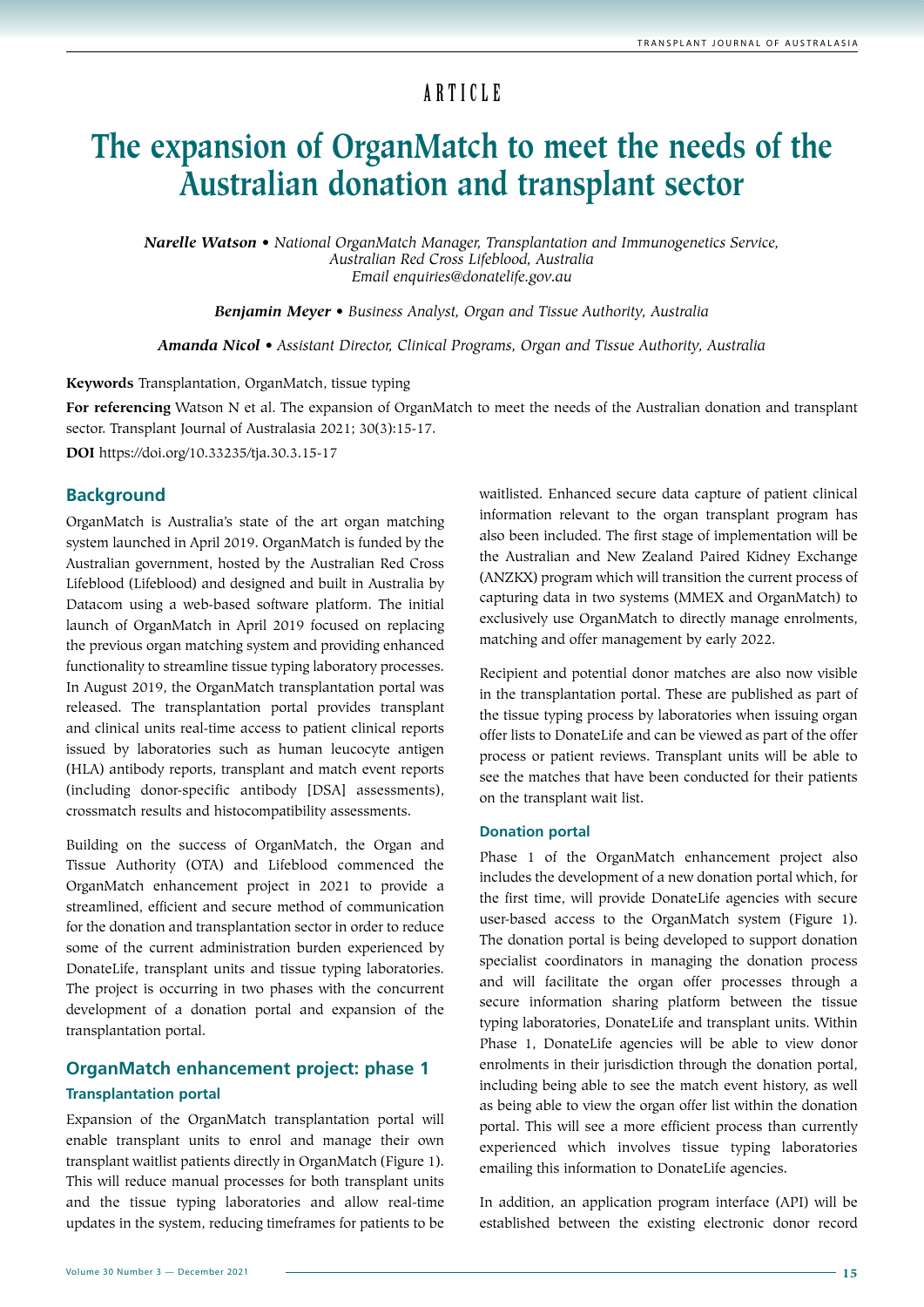ARTICLE

# The expansion of OrganMatch to meet the needs of the Australian donation and transplant sector

***Narelle Watson*** • *National OrganMatch Manager, Transplantation and Immunogenetics Service, Australian Red Cross Lifeblood, Australia*
*Email enquiries@donatelife.gov.au*

***Benjamin Meyer*** • *Business Analyst, Organ and Tissue Authority, Australia*

***Amanda Nicol*** • *Assistant Director, Clinical Programs, Organ and Tissue Authority, Australia*

**Keywords** Transplantation, OrganMatch, tissue typing

**For referencing** Watson N et al. The expansion of OrganMatch to meet the needs of the Australian donation and transplant sector. Transplant Journal of Australasia 2021; 30(3):15-17.

**DOI** https://doi.org/10.33235/tja.30.3.15-17

## Background

OrganMatch is Australia's state of the art organ matching system launched in April 2019. OrganMatch is funded by the Australian government, hosted by the Australian Red Cross Lifeblood (Lifeblood) and designed and built in Australia by Datacom using a web-based software platform. The initial launch of OrganMatch in April 2019 focused on replacing the previous organ matching system and providing enhanced functionality to streamline tissue typing laboratory processes. In August 2019, the OrganMatch transplantation portal was released. The transplantation portal provides transplant and clinical units real-time access to patient clinical reports issued by laboratories such as human leucocyte antigen (HLA) antibody reports, transplant and match event reports (including donor-specific antibody [DSA] assessments), crossmatch results and histocompatibility assessments.

Building on the success of OrganMatch, the Organ and Tissue Authority (OTA) and Lifeblood commenced the OrganMatch enhancement project in 2021 to provide a streamlined, efficient and secure method of communication for the donation and transplantation sector in order to reduce some of the current administration burden experienced by DonateLife, transplant units and tissue typing laboratories. The project is occurring in two phases with the concurrent development of a donation portal and expansion of the transplantation portal.

## OrganMatch enhancement project: phase 1

### Transplantation portal

Expansion of the OrganMatch transplantation portal will enable transplant units to enrol and manage their own transplant waitlist patients directly in OrganMatch (Figure 1). This will reduce manual processes for both transplant units and the tissue typing laboratories and allow real-time updates in the system, reducing timeframes for patients to be waitlisted. Enhanced secure data capture of patient clinical information relevant to the organ transplant program has also been included. The first stage of implementation will be the Australian and New Zealand Paired Kidney Exchange (ANZKX) program which will transition the current process of capturing data in two systems (MMEX and OrganMatch) to exclusively use OrganMatch to directly manage enrolments, matching and offer management by early 2022.

Recipient and potential donor matches are also now visible in the transplantation portal. These are published as part of the tissue typing process by laboratories when issuing organ offer lists to DonateLife and can be viewed as part of the offer process or patient reviews. Transplant units will be able to see the matches that have been conducted for their patients on the transplant wait list.

### Donation portal

Phase 1 of the OrganMatch enhancement project also includes the development of a new donation portal which, for the first time, will provide DonateLife agencies with secure user-based access to the OrganMatch system (Figure 1). The donation portal is being developed to support donation specialist coordinators in managing the donation process and will facilitate the organ offer processes through a secure information sharing platform between the tissue typing laboratories, DonateLife and transplant units. Within Phase 1, DonateLife agencies will be able to view donor enrolments in their jurisdiction through the donation portal, including being able to see the match event history, as well as being able to view the organ offer list within the donation portal. This will see a more efficient process than currently experienced which involves tissue typing laboratories emailing this information to DonateLife agencies.

In addition, an application program interface (API) will be established between the existing electronic donor record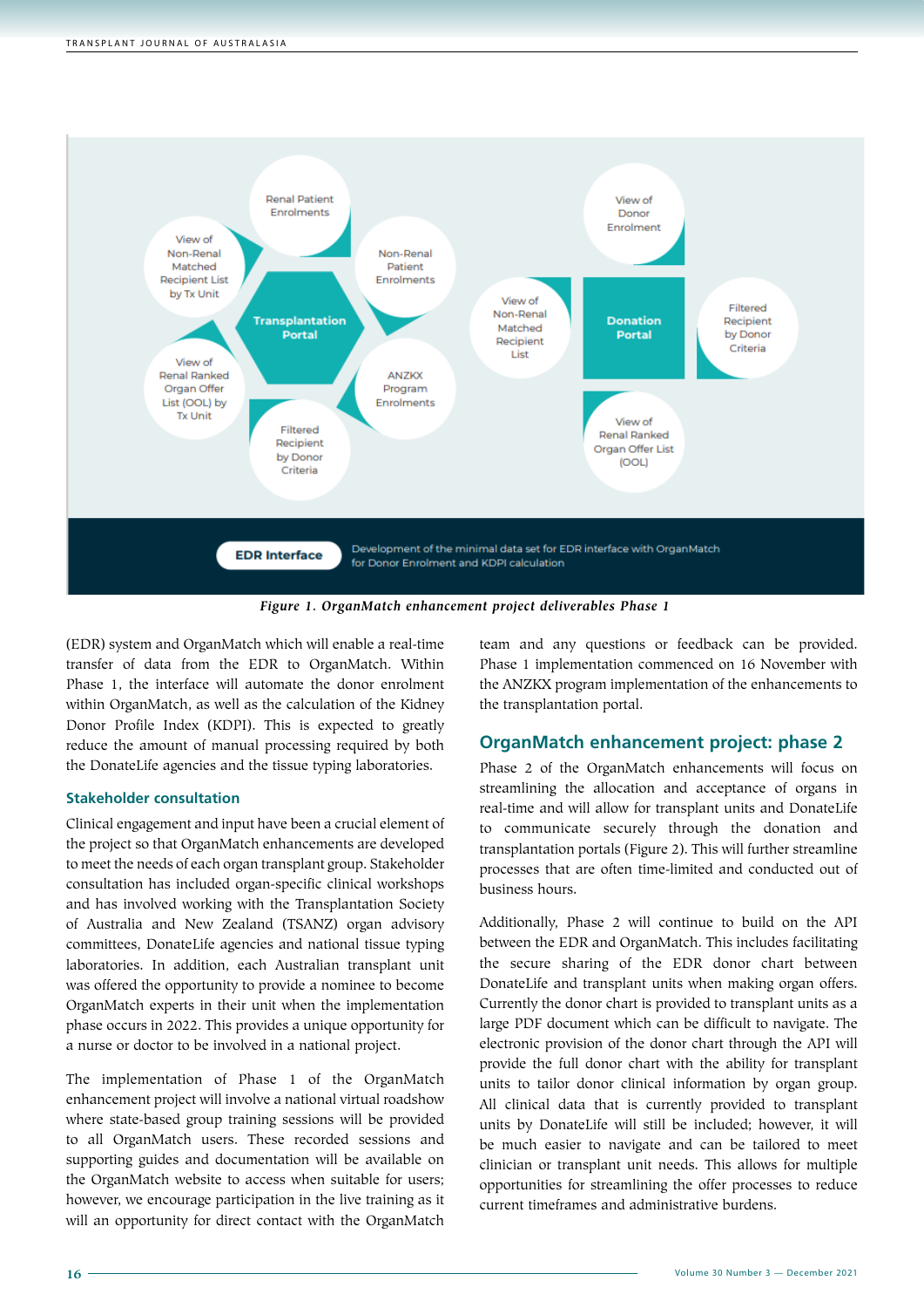Renal Patient Enrolments

Non-Renal Patient Enrolments

ANZKX Program Enrolments

Filtered Recipient by Donor Criteria

View of Renal Ranked Organ Offer List (OOL) by Tx Unit

View of Non-Renal Matched Recipient List by Tx Unit

Transplantation Portal

View of Donor Enrolment

Filtered Recipient by Donor Criteria

View of Renal Ranked Organ Offer List (OOL)

View of Non-Renal Matched Recipient List

Donation Portal

EDR Interface — Development of the minimal data set for EDR interface with OrganMatch for Donor Enrolment and KDPI calculation

*Figure 1. OrganMatch enhancement project deliverables Phase 1*

(EDR) system and OrganMatch which will enable a real-time transfer of data from the EDR to OrganMatch. Within Phase 1, the interface will automate the donor enrolment within OrganMatch, as well as the calculation of the Kidney Donor Profile Index (KDPI). This is expected to greatly reduce the amount of manual processing required by both the DonateLife agencies and the tissue typing laboratories.

### Stakeholder consultation

Clinical engagement and input have been a crucial element of the project so that OrganMatch enhancements are developed to meet the needs of each organ transplant group. Stakeholder consultation has included organ-specific clinical workshops and has involved working with the Transplantation Society of Australia and New Zealand (TSANZ) organ advisory committees, DonateLife agencies and national tissue typing laboratories. In addition, each Australian transplant unit was offered the opportunity to provide a nominee to become OrganMatch experts in their unit when the implementation phase occurs in 2022. This provides a unique opportunity for a nurse or doctor to be involved in a national project.

The implementation of Phase 1 of the OrganMatch enhancement project will involve a national virtual roadshow where state-based group training sessions will be provided to all OrganMatch users. These recorded sessions and supporting guides and documentation will be available on the OrganMatch website to access when suitable for users; however, we encourage participation in the live training as it will an opportunity for direct contact with the OrganMatch team and any questions or feedback can be provided. Phase 1 implementation commenced on 16 November with the ANZKX program implementation of the enhancements to the transplantation portal.

## OrganMatch enhancement project: phase 2

Phase 2 of the OrganMatch enhancements will focus on streamlining the allocation and acceptance of organs in real-time and will allow for transplant units and DonateLife to communicate securely through the donation and transplantation portals (Figure 2). This will further streamline processes that are often time-limited and conducted out of business hours.

Additionally, Phase 2 will continue to build on the API between the EDR and OrganMatch. This includes facilitating the secure sharing of the EDR donor chart between DonateLife and transplant units when making organ offers. Currently the donor chart is provided to transplant units as a large PDF document which can be difficult to navigate. The electronic provision of the donor chart through the API will provide the full donor chart with the ability for transplant units to tailor donor clinical information by organ group. All clinical data that is currently provided to transplant units by DonateLife will still be included; however, it will be much easier to navigate and can be tailored to meet clinician or transplant unit needs. This allows for multiple opportunities for streamlining the offer processes to reduce current timeframes and administrative burdens.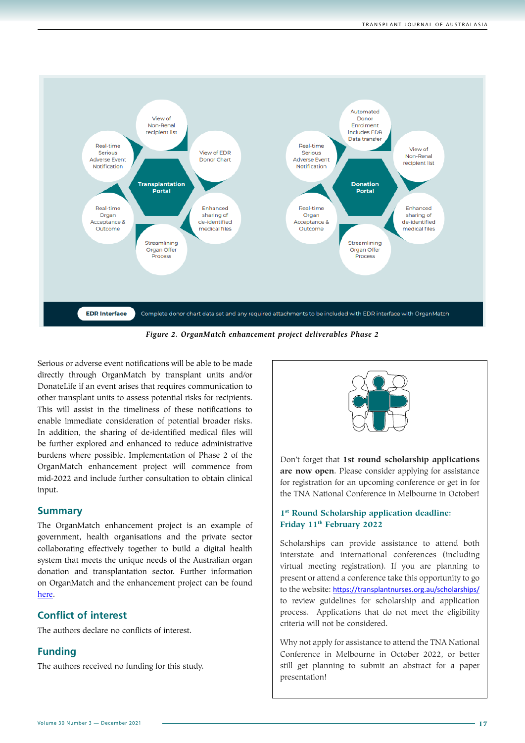Transplantation Portal

View of Non-Renal recipient list

View of EDR Donor Chart

Enhanced sharing of de-identified medical files

Streamlining Organ Offer Process

Real-time Organ Acceptance & Outcome

Real-time Serious Adverse Event Notification

Donation Portal

Automated Donor Enrolment includes EDR Data transfer

View of Non-Renal recipient list

Enhanced sharing of de-identified medical files

Streamlining Organ Offer Process

Real-time Organ Acceptance & Outcome

Real-time Serious Adverse Event Notification

EDR Interface

Complete donor chart data set and any required attachments to be included with EDR interface with OrganMatch

*Figure 2. OrganMatch enhancement project deliverables Phase 2*

Serious or adverse event notifications will be able to be made directly through OrganMatch by transplant units and/or DonateLife if an event arises that requires communication to other transplant units to assess potential risks for recipients. This will assist in the timeliness of these notifications to enable immediate consideration of potential broader risks. In addition, the sharing of de-identified medical files will be further explored and enhanced to reduce administrative burdens where possible. Implementation of Phase 2 of the OrganMatch enhancement project will commence from mid-2022 and include further consultation to obtain clinical input.

## Summary

The OrganMatch enhancement project is an example of government, health organisations and the private sector collaborating effectively together to build a digital health system that meets the unique needs of the Australian organ donation and transplantation sector. Further information on OrganMatch and the enhancement project can be found here.

## Conflict of interest

The authors declare no conflicts of interest.

## Funding

The authors received no funding for this study.

---

Don't forget that **1st round scholarship applications are now open**. Please consider applying for assistance for registration for an upcoming conference or get in for the TNA National Conference in Melbourne in October!

**1st Round Scholarship application deadline: Friday 11th February 2022**

Scholarships can provide assistance to attend both interstate and international conferences (including virtual meeting registration). If you are planning to present or attend a conference take this opportunity to go to the website: https://transplantnurses.org.au/scholarships/ to review guidelines for scholarship and application process. Applications that do not meet the eligibility criteria will not be considered.

Why not apply for assistance to attend the TNA National Conference in Melbourne in October 2022, or better still get planning to submit an abstract for a paper presentation!